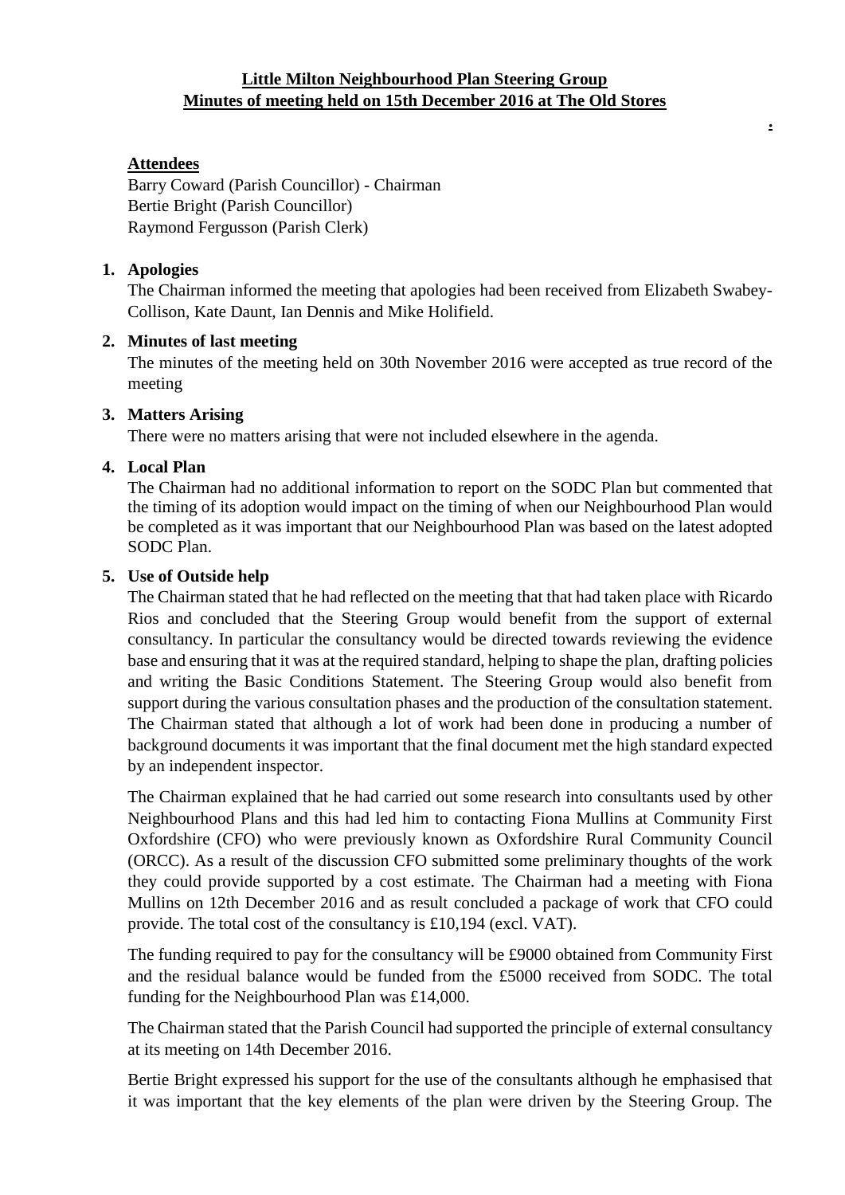**Little Milton Neighbourhood Plan Steering Group**
**Minutes of meeting held on 15th December 2016 at The Old Stores**

**Attendees**

Barry Coward (Parish Councillor) - Chairman
Bertie Bright (Parish Councillor)
Raymond Fergusson (Parish Clerk)

1. **Apologies**

   The Chairman informed the meeting that apologies had been received from Elizabeth Swabey-Collison, Kate Daunt, Ian Dennis and Mike Holifield.

2. **Minutes of last meeting**

   The minutes of the meeting held on 30th November 2016 were accepted as true record of the meeting

3. **Matters Arising**

   There were no matters arising that were not included elsewhere in the agenda.

4. **Local Plan**

   The Chairman had no additional information to report on the SODC Plan but commented that the timing of its adoption would impact on the timing of when our Neighbourhood Plan would be completed as it was important that our Neighbourhood Plan was based on the latest adopted SODC Plan.

5. **Use of Outside help**

   The Chairman stated that he had reflected on the meeting that that had taken place with Ricardo Rios and concluded that the Steering Group would benefit from the support of external consultancy. In particular the consultancy would be directed towards reviewing the evidence base and ensuring that it was at the required standard, helping to shape the plan, drafting policies and writing the Basic Conditions Statement. The Steering Group would also benefit from support during the various consultation phases and the production of the consultation statement. The Chairman stated that although a lot of work had been done in producing a number of background documents it was important that the final document met the high standard expected by an independent inspector.

   The Chairman explained that he had carried out some research into consultants used by other Neighbourhood Plans and this had led him to contacting Fiona Mullins at Community First Oxfordshire (CFO) who were previously known as Oxfordshire Rural Community Council (ORCC). As a result of the discussion CFO submitted some preliminary thoughts of the work they could provide supported by a cost estimate. The Chairman had a meeting with Fiona Mullins on 12th December 2016 and as result concluded a package of work that CFO could provide. The total cost of the consultancy is £10,194 (excl. VAT).

   The funding required to pay for the consultancy will be £9000 obtained from Community First and the residual balance would be funded from the £5000 received from SODC. The total funding for the Neighbourhood Plan was £14,000.

   The Chairman stated that the Parish Council had supported the principle of external consultancy at its meeting on 14th December 2016.

   Bertie Bright expressed his support for the use of the consultants although he emphasised that it was important that the key elements of the plan were driven by the Steering Group. The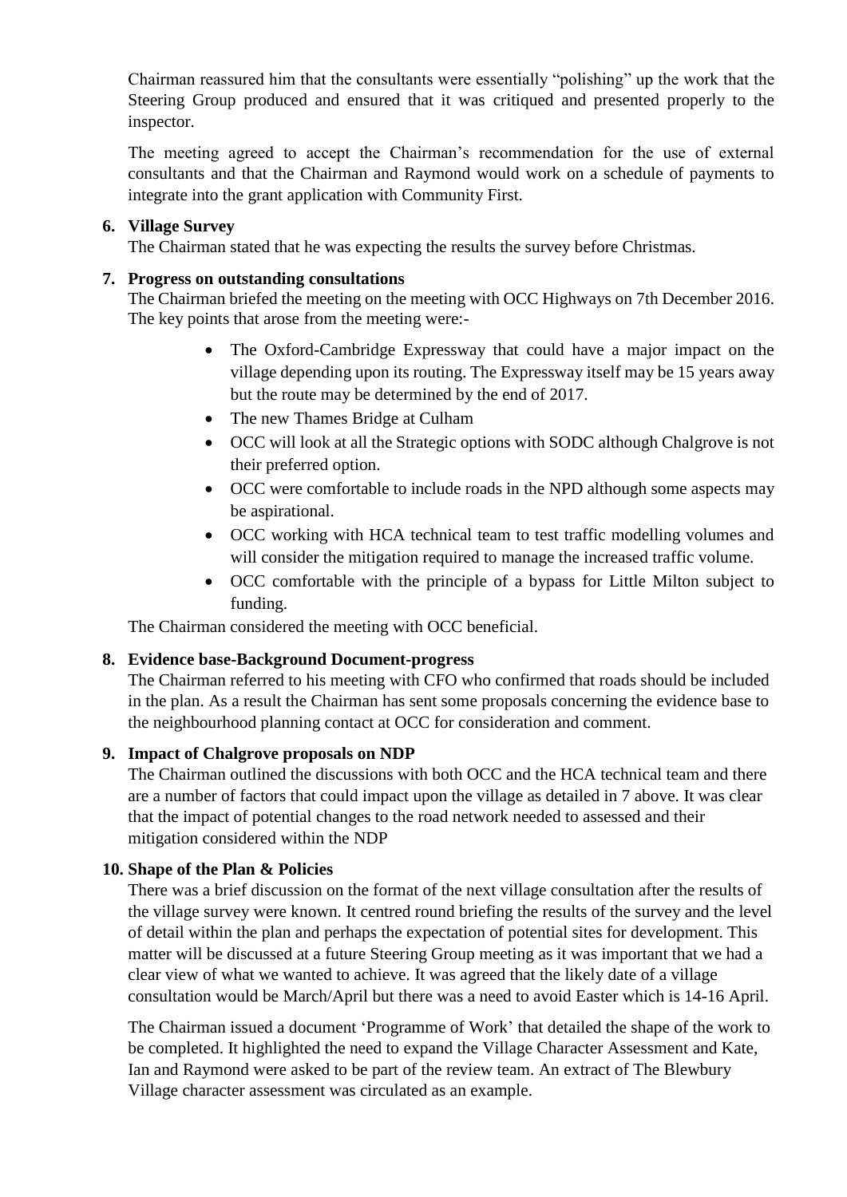Chairman reassured him that the consultants were essentially "polishing" up the work that the Steering Group produced and ensured that it was critiqued and presented properly to the inspector.

The meeting agreed to accept the Chairman's recommendation for the use of external consultants and that the Chairman and Raymond would work on a schedule of payments to integrate into the grant application with Community First.

**6. Village Survey**

The Chairman stated that he was expecting the results the survey before Christmas.

**7. Progress on outstanding consultations**

The Chairman briefed the meeting on the meeting with OCC Highways on 7th December 2016. The key points that arose from the meeting were:-

- The Oxford-Cambridge Expressway that could have a major impact on the village depending upon its routing. The Expressway itself may be 15 years away but the route may be determined by the end of 2017.
- The new Thames Bridge at Culham
- OCC will look at all the Strategic options with SODC although Chalgrove is not their preferred option.
- OCC were comfortable to include roads in the NPD although some aspects may be aspirational.
- OCC working with HCA technical team to test traffic modelling volumes and will consider the mitigation required to manage the increased traffic volume.
- OCC comfortable with the principle of a bypass for Little Milton subject to funding.

The Chairman considered the meeting with OCC beneficial.

**8. Evidence base-Background Document-progress**

The Chairman referred to his meeting with CFO who confirmed that roads should be included in the plan. As a result the Chairman has sent some proposals concerning the evidence base to the neighbourhood planning contact at OCC for consideration and comment.

**9. Impact of Chalgrove proposals on NDP**

The Chairman outlined the discussions with both OCC and the HCA technical team and there are a number of factors that could impact upon the village as detailed in 7 above. It was clear that the impact of potential changes to the road network needed to assessed and their mitigation considered within the NDP

**10. Shape of the Plan & Policies**

There was a brief discussion on the format of the next village consultation after the results of the village survey were known. It centred round briefing the results of the survey and the level of detail within the plan and perhaps the expectation of potential sites for development. This matter will be discussed at a future Steering Group meeting as it was important that we had a clear view of what we wanted to achieve. It was agreed that the likely date of a village consultation would be March/April but there was a need to avoid Easter which is 14-16 April.

The Chairman issued a document 'Programme of Work' that detailed the shape of the work to be completed. It highlighted the need to expand the Village Character Assessment and Kate, Ian and Raymond were asked to be part of the review team. An extract of The Blewbury Village character assessment was circulated as an example.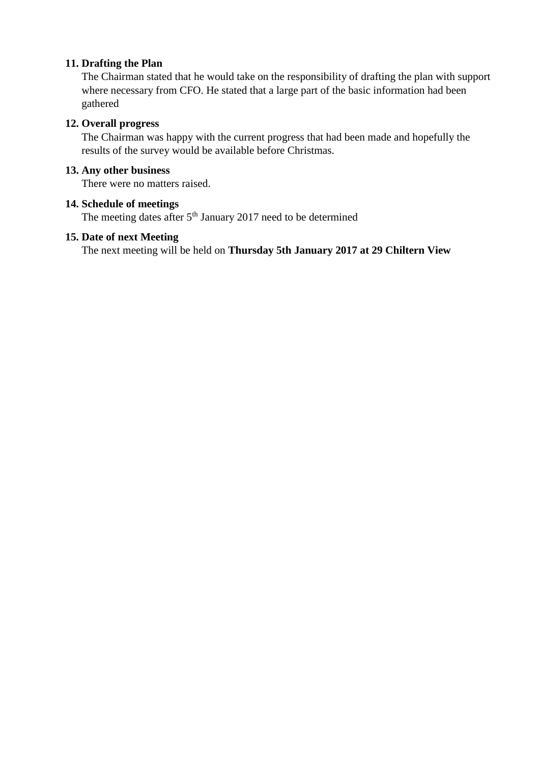**11. Drafting the Plan**

The Chairman stated that he would take on the responsibility of drafting the plan with support where necessary from CFO. He stated that a large part of the basic information had been gathered

**12. Overall progress**

The Chairman was happy with the current progress that had been made and hopefully the results of the survey would be available before Christmas.

**13. Any other business**

There were no matters raised.

**14. Schedule of meetings**

The meeting dates after 5th January 2017 need to be determined

**15. Date of next Meeting**

The next meeting will be held on **Thursday 5th January 2017 at 29 Chiltern View**